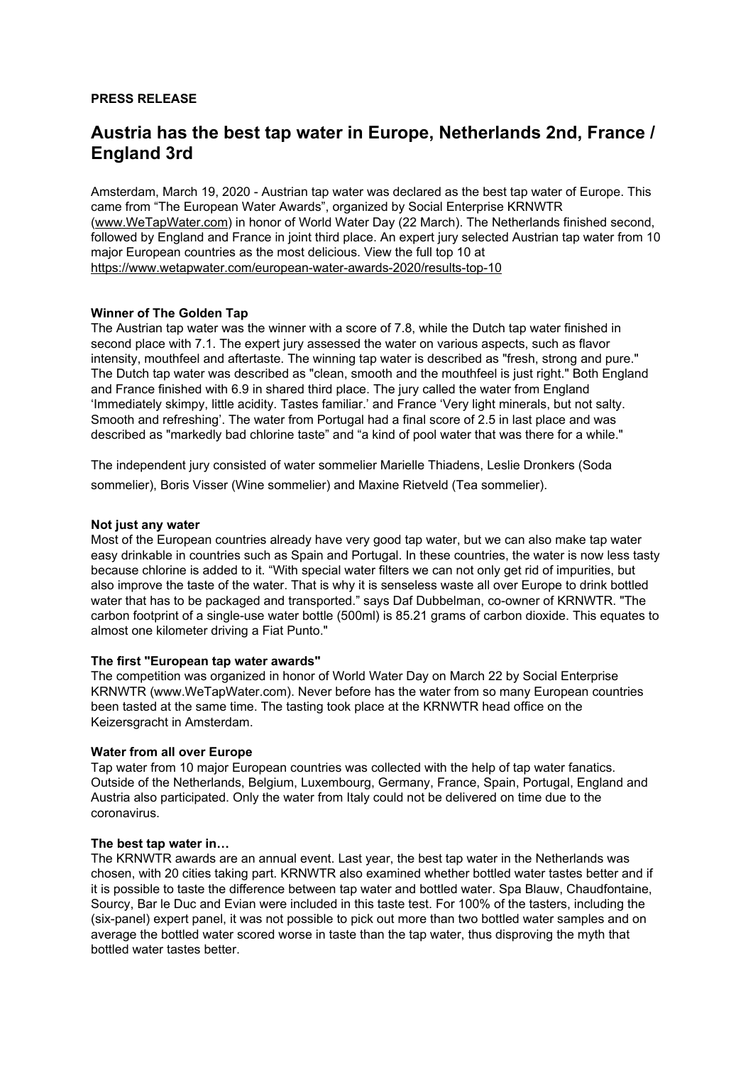**PRESS RELEASE**

# Austria has the best tap water in Europe, Netherlands 2nd, France / England 3rd

Amsterdam, March 19, 2020 - Austrian tap water was declared as the best tap water of Europe. This came from "The European Water Awards", organized by Social Enterprise KRNWTR (www.WeTapWater.com) in honor of World Water Day (22 March). The Netherlands finished second, followed by England and France in joint third place. An expert jury selected Austrian tap water from 10 major European countries as the most delicious. View the full top 10 at https://www.wetapwater.com/european-water-awards-2020/results-top-10

**Winner of The Golden Tap**

The Austrian tap water was the winner with a score of 7.8, while the Dutch tap water finished in second place with 7.1. The expert jury assessed the water on various aspects, such as flavor intensity, mouthfeel and aftertaste. The winning tap water is described as "fresh, strong and pure." The Dutch tap water was described as "clean, smooth and the mouthfeel is just right." Both England and France finished with 6.9 in shared third place. The jury called the water from England 'Immediately skimpy, little acidity. Tastes familiar.' and France 'Very light minerals, but not salty. Smooth and refreshing'. The water from Portugal had a final score of 2.5 in last place and was described as "markedly bad chlorine taste" and "a kind of pool water that was there for a while."

The independent jury consisted of water sommelier Marielle Thiadens, Leslie Dronkers (Soda sommelier), Boris Visser (Wine sommelier) and Maxine Rietveld (Tea sommelier).

**Not just any water**

Most of the European countries already have very good tap water, but we can also make tap water easy drinkable in countries such as Spain and Portugal. In these countries, the water is now less tasty because chlorine is added to it. "With special water filters we can not only get rid of impurities, but also improve the taste of the water. That is why it is senseless waste all over Europe to drink bottled water that has to be packaged and transported." says Daf Dubbelman, co-owner of KRNWTR. "The carbon footprint of a single-use water bottle (500ml) is 85.21 grams of carbon dioxide. This equates to almost one kilometer driving a Fiat Punto."

**The first "European tap water awards"**

The competition was organized in honor of World Water Day on March 22 by Social Enterprise KRNWTR (www.WeTapWater.com). Never before has the water from so many European countries been tasted at the same time. The tasting took place at the KRNWTR head office on the Keizersgracht in Amsterdam.

**Water from all over Europe**

Tap water from 10 major European countries was collected with the help of tap water fanatics. Outside of the Netherlands, Belgium, Luxembourg, Germany, France, Spain, Portugal, England and Austria also participated. Only the water from Italy could not be delivered on time due to the coronavirus.

**The best tap water in…**

The KRNWTR awards are an annual event. Last year, the best tap water in the Netherlands was chosen, with 20 cities taking part. KRNWTR also examined whether bottled water tastes better and if it is possible to taste the difference between tap water and bottled water. Spa Blauw, Chaudfontaine, Sourcy, Bar le Duc and Evian were included in this taste test. For 100% of the tasters, including the (six-panel) expert panel, it was not possible to pick out more than two bottled water samples and on average the bottled water scored worse in taste than the tap water, thus disproving the myth that bottled water tastes better.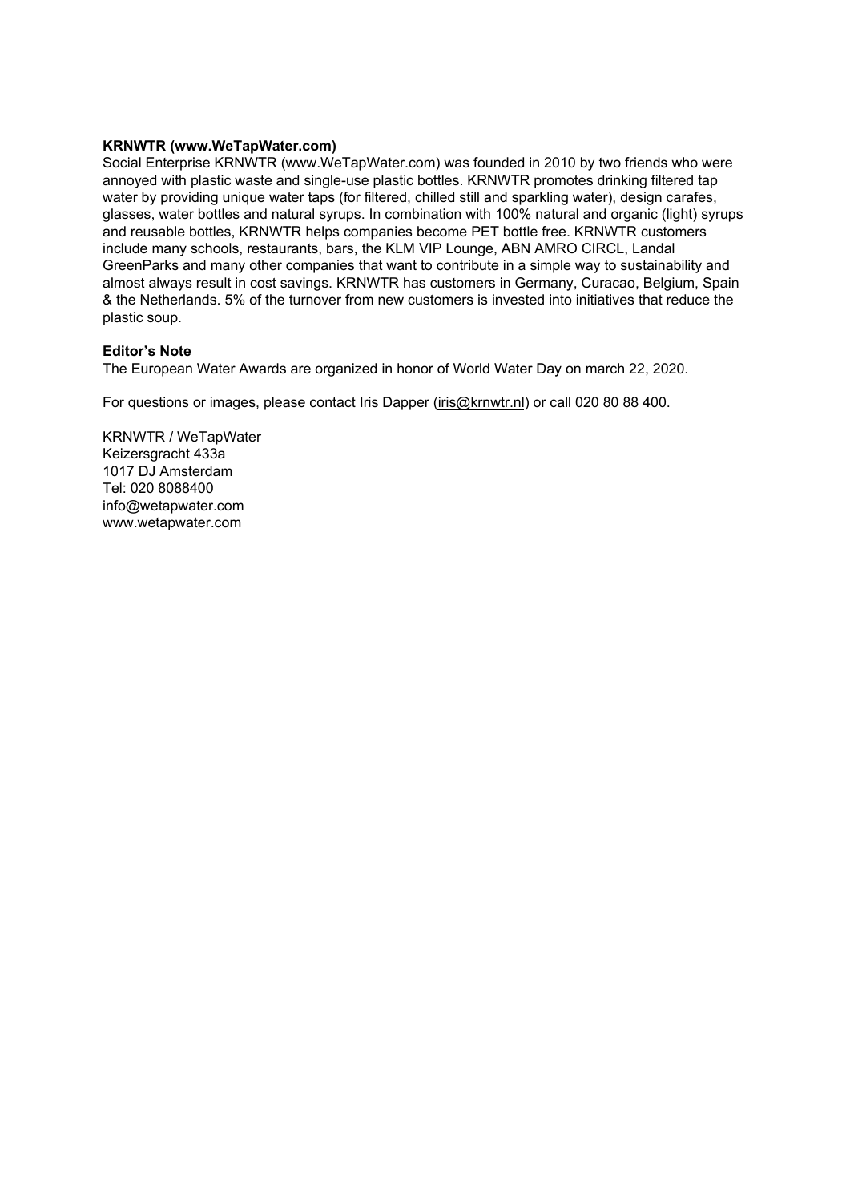**KRNWTR (www.WeTapWater.com)**

Social Enterprise KRNWTR (www.WeTapWater.com) was founded in 2010 by two friends who were annoyed with plastic waste and single-use plastic bottles. KRNWTR promotes drinking filtered tap water by providing unique water taps (for filtered, chilled still and sparkling water), design carafes, glasses, water bottles and natural syrups. In combination with 100% natural and organic (light) syrups and reusable bottles, KRNWTR helps companies become PET bottle free. KRNWTR customers include many schools, restaurants, bars, the KLM VIP Lounge, ABN AMRO CIRCL, Landal GreenParks and many other companies that want to contribute in a simple way to sustainability and almost always result in cost savings. KRNWTR has customers in Germany, Curacao, Belgium, Spain & the Netherlands. 5% of the turnover from new customers is invested into initiatives that reduce the plastic soup.

**Editor's Note**

The European Water Awards are organized in honor of World Water Day on march 22, 2020.

For questions or images, please contact Iris Dapper (iris@krnwtr.nl) or call 020 80 88 400.

KRNWTR / WeTapWater
Keizersgracht 433a
1017 DJ Amsterdam
Tel: 020 8088400
info@wetapwater.com
www.wetapwater.com